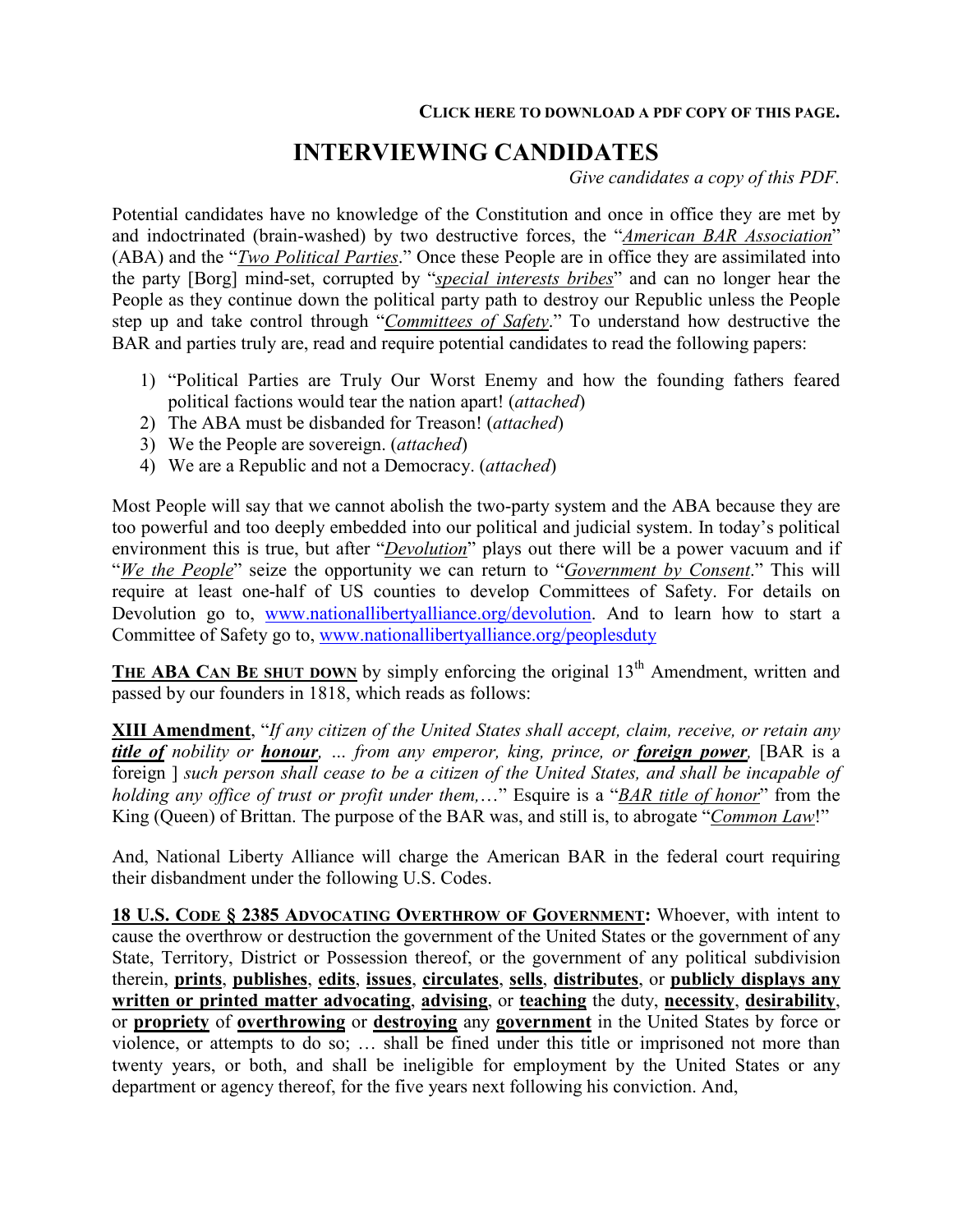**CLICK HERE TO DOWNLOAD A PDF COPY OF THIS PAGE.**

# INTERVIEWING CANDIDATES

*Give candidates a copy of this PDF.*

Potential candidates have no knowledge of the Constitution and once in office they are met by and indoctrinated (brain-washed) by two destructive forces, the "*American BAR Association*" (ABA) and the "*Two Political Parties*." Once these People are in office they are assimilated into the party [Borg] mind-set, corrupted by "*special interests bribes*" and can no longer hear the People as they continue down the political party path to destroy our Republic unless the People step up and take control through "*Committees of Safety*." To understand how destructive the BAR and parties truly are, read and require potential candidates to read the following papers:

1) "Political Parties are Truly Our Worst Enemy and how the founding fathers feared political factions would tear the nation apart! (*attached*)
2) The ABA must be disbanded for Treason! (*attached*)
3) We the People are sovereign. (*attached*)
4) We are a Republic and not a Democracy. (*attached*)

Most People will say that we cannot abolish the two-party system and the ABA because they are too powerful and too deeply embedded into our political and judicial system. In today's political environment this is true, but after "*Devolution*" plays out there will be a power vacuum and if "*We the People*" seize the opportunity we can return to "*Government by Consent*." This will require at least one-half of US counties to develop Committees of Safety. For details on Devolution go to, www.nationallibertyalliance.org/devolution. And to learn how to start a Committee of Safety go to, www.nationallibertyalliance.org/peoplesduty

**THE ABA CAN BE SHUT DOWN** by simply enforcing the original 13th Amendment, written and passed by our founders in 1818, which reads as follows:

**XIII Amendment**, "*If any citizen of the United States shall accept, claim, receive, or retain any **title of** nobility or **honour**, … from any emperor, king, prince, or **foreign power**,* [BAR is a foreign ] *such person shall cease to be a citizen of the United States, and shall be incapable of holding any office of trust or profit under them,…*" Esquire is a "*BAR title of honor*" from the King (Queen) of Brittan. The purpose of the BAR was, and still is, to abrogate "*Common Law*!"

And, National Liberty Alliance will charge the American BAR in the federal court requiring their disbandment under the following U.S. Codes.

**18 U.S. CODE § 2385 ADVOCATING OVERTHROW OF GOVERNMENT:** Whoever, with intent to cause the overthrow or destruction the government of the United States or the government of any State, Territory, District or Possession thereof, or the government of any political subdivision therein, **prints**, **publishes**, **edits**, **issues**, **circulates**, **sells**, **distributes**, or **publicly displays any written or printed matter advocating**, **advising**, or **teaching** the duty, **necessity**, **desirability**, or **propriety** of **overthrowing** or **destroying** any **government** in the United States by force or violence, or attempts to do so; … shall be fined under this title or imprisoned not more than twenty years, or both, and shall be ineligible for employment by the United States or any department or agency thereof, for the five years next following his conviction. And,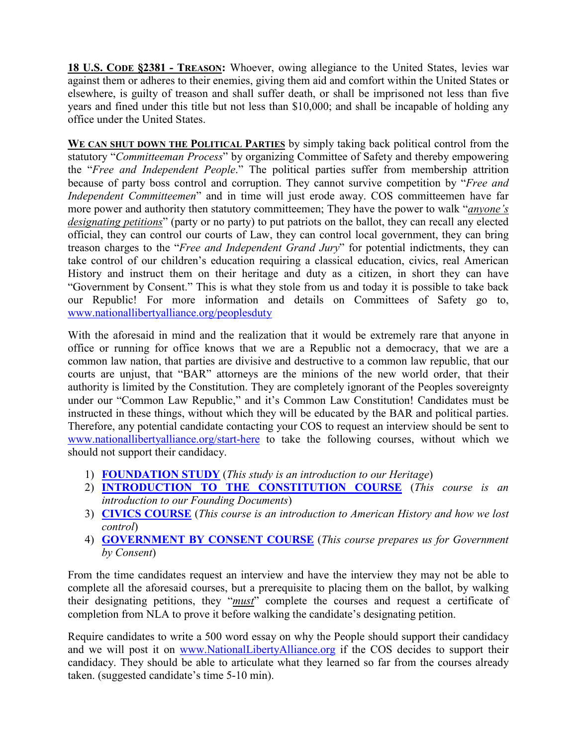**18 U.S. CODE §2381 - TREASON:** Whoever, owing allegiance to the United States, levies war against them or adheres to their enemies, giving them aid and comfort within the United States or elsewhere, is guilty of treason and shall suffer death, or shall be imprisoned not less than five years and fined under this title but not less than $10,000; and shall be incapable of holding any office under the United States.

**WE CAN SHUT DOWN THE POLITICAL PARTIES** by simply taking back political control from the statutory "*Committeeman Process*" by organizing Committee of Safety and thereby empowering the "*Free and Independent People*." The political parties suffer from membership attrition because of party boss control and corruption. They cannot survive competition by "*Free and Independent Committeemen*" and in time will just erode away. COS committeemen have far more power and authority then statutory committeemen; They have the power to walk "*anyone's designating petitions*" (party or no party) to put patriots on the ballot, they can recall any elected official, they can control our courts of Law, they can control local government, they can bring treason charges to the "*Free and Independent Grand Jury*" for potential indictments, they can take control of our children's education requiring a classical education, civics, real American History and instruct them on their heritage and duty as a citizen, in short they can have "Government by Consent." This is what they stole from us and today it is possible to take back our Republic! For more information and details on Committees of Safety go to, www.nationallibertyalliance.org/peoplesduty

With the aforesaid in mind and the realization that it would be extremely rare that anyone in office or running for office knows that we are a Republic not a democracy, that we are a common law nation, that parties are divisive and destructive to a common law republic, that our courts are unjust, that "BAR" attorneys are the minions of the new world order, that their authority is limited by the Constitution. They are completely ignorant of the Peoples sovereignty under our "Common Law Republic," and it's Common Law Constitution! Candidates must be instructed in these things, without which they will be educated by the BAR and political parties. Therefore, any potential candidate contacting your COS to request an interview should be sent to www.nationallibertyalliance.org/start-here to take the following courses, without which we should not support their candidacy.

1) **FOUNDATION STUDY** (*This study is an introduction to our Heritage*)
2) **INTRODUCTION TO THE CONSTITUTION COURSE** (*This course is an introduction to our Founding Documents*)
3) **CIVICS COURSE** (*This course is an introduction to American History and how we lost control*)
4) **GOVERNMENT BY CONSENT COURSE** (*This course prepares us for Government by Consent*)

From the time candidates request an interview and have the interview they may not be able to complete all the aforesaid courses, but a prerequisite to placing them on the ballot, by walking their designating petitions, they "***must***" complete the courses and request a certificate of completion from NLA to prove it before walking the candidate's designating petition.

Require candidates to write a 500 word essay on why the People should support their candidacy and we will post it on www.NationalLibertyAlliance.org if the COS decides to support their candidacy. They should be able to articulate what they learned so far from the courses already taken. (suggested candidate's time 5-10 min).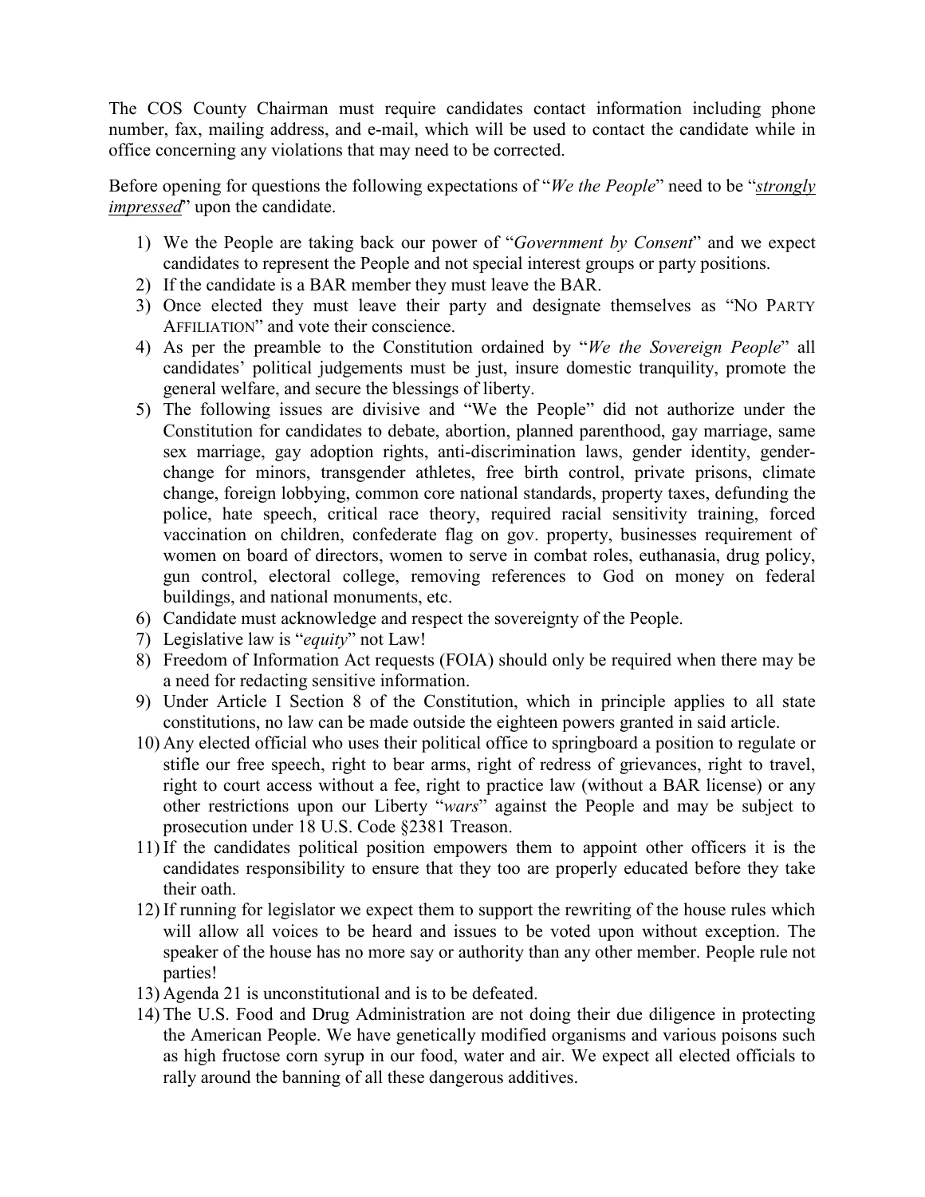The COS County Chairman must require candidates contact information including phone number, fax, mailing address, and e-mail, which will be used to contact the candidate while in office concerning any violations that may need to be corrected.

Before opening for questions the following expectations of "*We the People*" need to be "***strongly impressed***" upon the candidate.

1) We the People are taking back our power of "*Government by Consent*" and we expect candidates to represent the People and not special interest groups or party positions.
2) If the candidate is a BAR member they must leave the BAR.
3) Once elected they must leave their party and designate themselves as "NO PARTY AFFILIATION" and vote their conscience.
4) As per the preamble to the Constitution ordained by "*We the Sovereign People*" all candidates' political judgements must be just, insure domestic tranquility, promote the general welfare, and secure the blessings of liberty.
5) The following issues are divisive and "We the People" did not authorize under the Constitution for candidates to debate, abortion, planned parenthood, gay marriage, same sex marriage, gay adoption rights, anti-discrimination laws, gender identity, gender-change for minors, transgender athletes, free birth control, private prisons, climate change, foreign lobbying, common core national standards, property taxes, defunding the police, hate speech, critical race theory, required racial sensitivity training, forced vaccination on children, confederate flag on gov. property, businesses requirement of women on board of directors, women to serve in combat roles, euthanasia, drug policy, gun control, electoral college, removing references to God on money on federal buildings, and national monuments, etc.
6) Candidate must acknowledge and respect the sovereignty of the People.
7) Legislative law is "*equity*" not Law!
8) Freedom of Information Act requests (FOIA) should only be required when there may be a need for redacting sensitive information.
9) Under Article I Section 8 of the Constitution, which in principle applies to all state constitutions, no law can be made outside the eighteen powers granted in said article.
10) Any elected official who uses their political office to springboard a position to regulate or stifle our free speech, right to bear arms, right of redress of grievances, right to travel, right to court access without a fee, right to practice law (without a BAR license) or any other restrictions upon our Liberty "*wars*" against the People and may be subject to prosecution under 18 U.S. Code §2381 Treason.
11) If the candidates political position empowers them to appoint other officers it is the candidates responsibility to ensure that they too are properly educated before they take their oath.
12) If running for legislator we expect them to support the rewriting of the house rules which will allow all voices to be heard and issues to be voted upon without exception. The speaker of the house has no more say or authority than any other member. People rule not parties!
13) Agenda 21 is unconstitutional and is to be defeated.
14) The U.S. Food and Drug Administration are not doing their due diligence in protecting the American People. We have genetically modified organisms and various poisons such as high fructose corn syrup in our food, water and air. We expect all elected officials to rally around the banning of all these dangerous additives.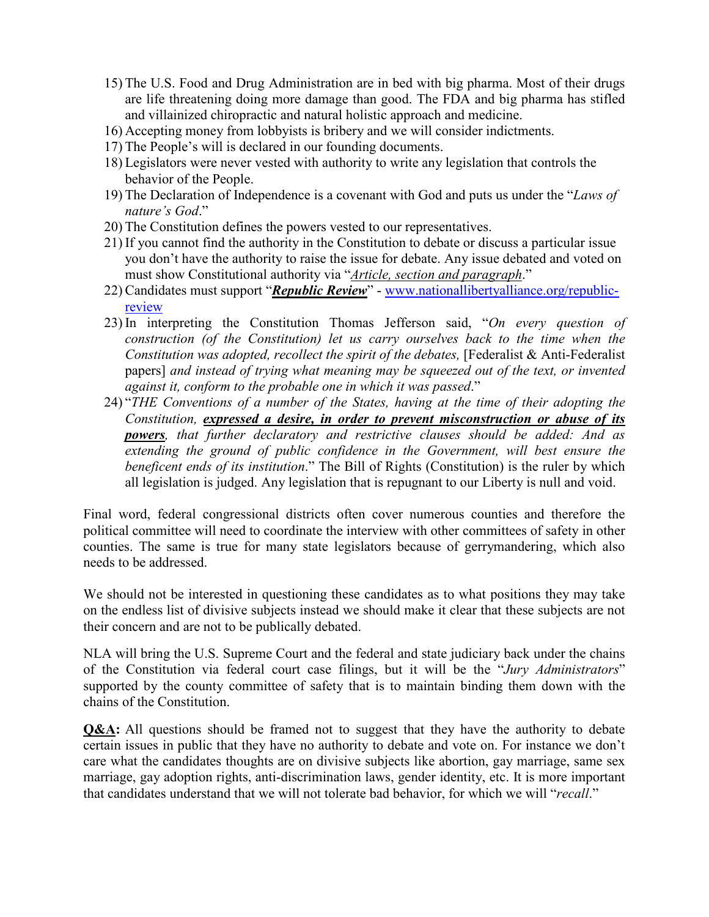15) The U.S. Food and Drug Administration are in bed with big pharma. Most of their drugs are life threatening doing more damage than good. The FDA and big pharma has stifled and villainized chiropractic and natural holistic approach and medicine.
16) Accepting money from lobbyists is bribery and we will consider indictments.
17) The People's will is declared in our founding documents.
18) Legislators were never vested with authority to write any legislation that controls the behavior of the People.
19) The Declaration of Independence is a covenant with God and puts us under the "*Laws of nature's God*."
20) The Constitution defines the powers vested to our representatives.
21) If you cannot find the authority in the Constitution to debate or discuss a particular issue you don't have the authority to raise the issue for debate. Any issue debated and voted on must show Constitutional authority via "*<u>Article, section and paragraph</u>*."
22) Candidates must support "***<u>Republic Review</u>***" - [www.nationallibertyalliance.org/republic-review](www.nationallibertyalliance.org/republic-review)
23) In interpreting the Constitution Thomas Jefferson said, "*On every question of construction (of the Constitution) let us carry ourselves back to the time when the Constitution was adopted, recollect the spirit of the debates,* [Federalist & Anti-Federalist papers] *and instead of trying what meaning may be squeezed out of the text, or invented against it, conform to the probable one in which it was passed*."
24) "*THE Conventions of a number of the States, having at the time of their adopting the Constitution,* ***<u>expressed a desire, in order to prevent misconstruction or abuse of its powers</u>****, that further declaratory and restrictive clauses should be added: And as extending the ground of public confidence in the Government, will best ensure the beneficent ends of its institution*." The Bill of Rights (Constitution) is the ruler by which all legislation is judged. Any legislation that is repugnant to our Liberty is null and void.

Final word, federal congressional districts often cover numerous counties and therefore the political committee will need to coordinate the interview with other committees of safety in other counties. The same is true for many state legislators because of gerrymandering, which also needs to be addressed.

We should not be interested in questioning these candidates as to what positions they may take on the endless list of divisive subjects instead we should make it clear that these subjects are not their concern and are not to be publically debated.

NLA will bring the U.S. Supreme Court and the federal and state judiciary back under the chains of the Constitution via federal court case filings, but it will be the "*Jury Administrators*" supported by the county committee of safety that is to maintain binding them down with the chains of the Constitution.

**<u>Q&A</u>:** All questions should be framed not to suggest that they have the authority to debate certain issues in public that they have no authority to debate and vote on. For instance we don't care what the candidates thoughts are on divisive subjects like abortion, gay marriage, same sex marriage, gay adoption rights, anti-discrimination laws, gender identity, etc. It is more important that candidates understand that we will not tolerate bad behavior, for which we will "*recall*."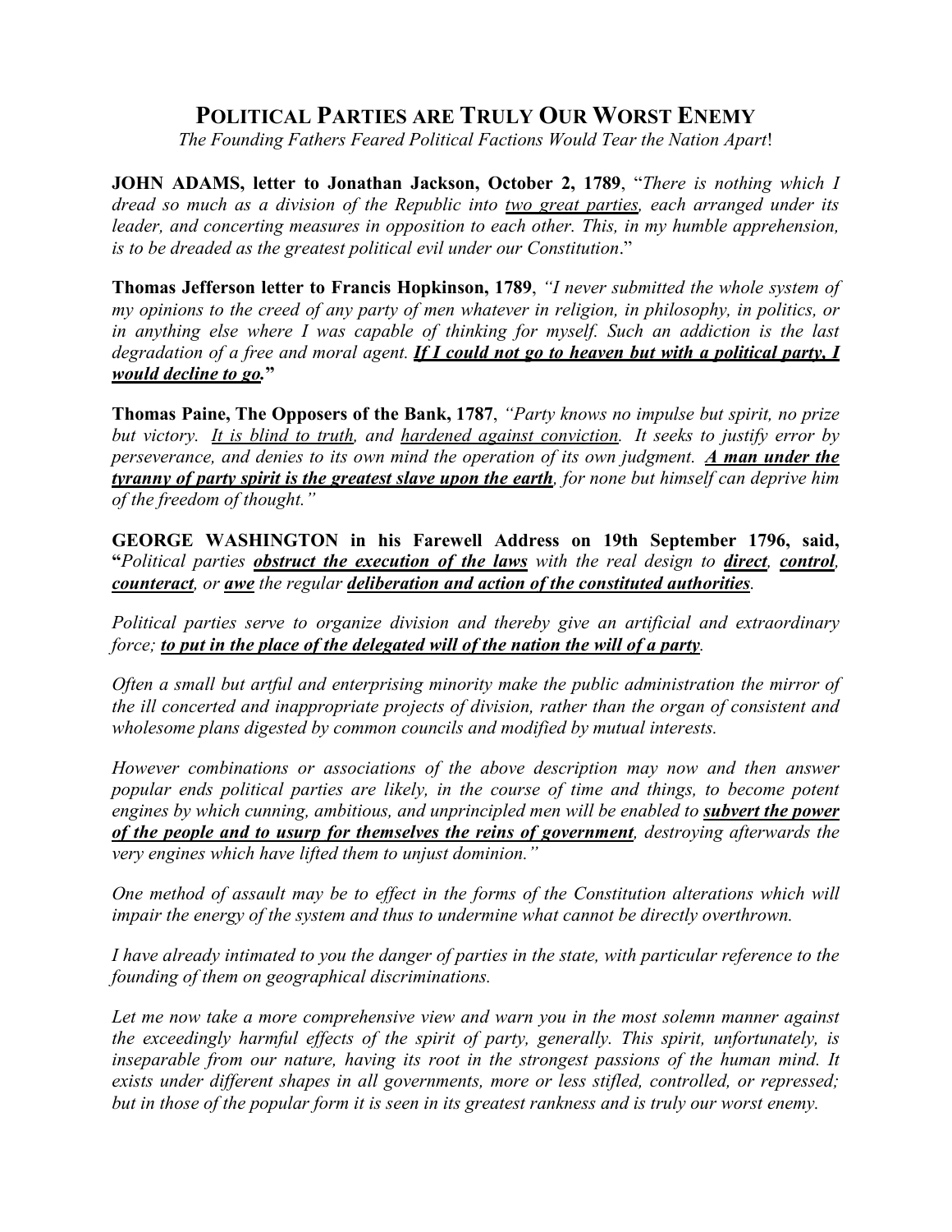# POLITICAL PARTIES ARE TRULY OUR WORST ENEMY

*The Founding Fathers Feared Political Factions Would Tear the Nation Apart*!

**JOHN ADAMS, letter to Jonathan Jackson, October 2, 1789**, "*There is nothing which I dread so much as a division of the Republic into two great parties, each arranged under its leader, and concerting measures in opposition to each other. This, in my humble apprehension, is to be dreaded as the greatest political evil under our Constitution*."

**Thomas Jefferson letter to Francis Hopkinson, 1789**, *"I never submitted the whole system of my opinions to the creed of any party of men whatever in religion, in philosophy, in politics, or in anything else where I was capable of thinking for myself. Such an addiction is the last degradation of a free and moral agent.* ***If I could not go to heaven but with a political party, I would decline to go.*****"**

**Thomas Paine, The Opposers of the Bank, 1787**, *"Party knows no impulse but spirit, no prize but victory. It is blind to truth, and hardened against conviction. It seeks to justify error by perseverance, and denies to its own mind the operation of its own judgment.* ***A man under the tyranny of party spirit is the greatest slave upon the earth****, for none but himself can deprive him of the freedom of thought."*

**GEORGE WASHINGTON in his Farewell Address on 19th September 1796, said, "***Political parties* ***obstruct the execution of the laws*** *with the real design to* ***direct***, ***control***, ***counteract***, *or* ***awe*** *the regular* ***deliberation and action of the constituted authorities****.*

*Political parties serve to organize division and thereby give an artificial and extraordinary force;* ***to put in the place of the delegated will of the nation the will of a party****.*

*Often a small but artful and enterprising minority make the public administration the mirror of the ill concerted and inappropriate projects of division, rather than the organ of consistent and wholesome plans digested by common councils and modified by mutual interests.*

*However combinations or associations of the above description may now and then answer popular ends political parties are likely, in the course of time and things, to become potent engines by which cunning, ambitious, and unprincipled men will be enabled to* ***subvert the power of the people and to usurp for themselves the reins of government****, destroying afterwards the very engines which have lifted them to unjust dominion."*

*One method of assault may be to effect in the forms of the Constitution alterations which will impair the energy of the system and thus to undermine what cannot be directly overthrown.*

*I have already intimated to you the danger of parties in the state, with particular reference to the founding of them on geographical discriminations.*

*Let me now take a more comprehensive view and warn you in the most solemn manner against the exceedingly harmful effects of the spirit of party, generally. This spirit, unfortunately, is inseparable from our nature, having its root in the strongest passions of the human mind. It exists under different shapes in all governments, more or less stifled, controlled, or repressed; but in those of the popular form it is seen in its greatest rankness and is truly our worst enemy.*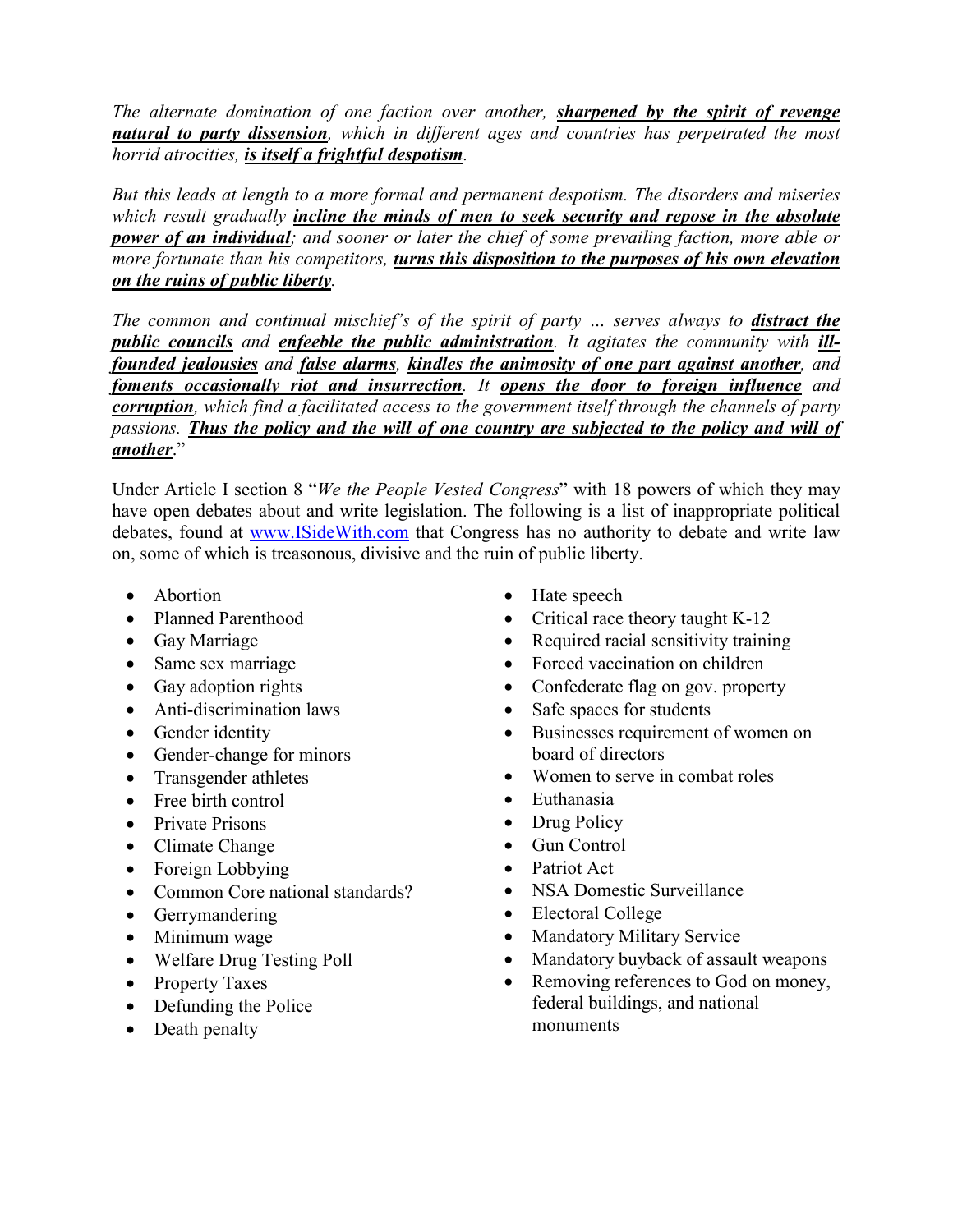*The alternate domination of one faction over another,* ***sharpened by the spirit of revenge natural to party dissension****, which in different ages and countries has perpetrated the most horrid atrocities,* ***is itself a frightful despotism****.*

*But this leads at length to a more formal and permanent despotism. The disorders and miseries which result gradually* ***incline the minds of men to seek security and repose in the absolute power of an individual****; and sooner or later the chief of some prevailing faction, more able or more fortunate than his competitors,* ***turns this disposition to the purposes of his own elevation on the ruins of public liberty****.*

*The common and continual mischief's of the spirit of party … serves always to* ***distract the public councils*** *and* ***enfeeble the public administration****. It agitates the community with* ***ill-founded jealousies*** *and* ***false alarms****,* ***kindles the animosity of one part against another****, and* ***foments occasionally riot and insurrection****. It* ***opens the door to foreign influence*** *and* ***corruption****, which find a facilitated access to the government itself through the channels of party passions.* ***Thus the policy and the will of one country are subjected to the policy and will of another****.*"

Under Article I section 8 "*We the People Vested Congress*" with 18 powers of which they may have open debates about and write legislation. The following is a list of inappropriate political debates, found at www.ISideWith.com that Congress has no authority to debate and write law on, some of which is treasonous, divisive and the ruin of public liberty.

- Abortion
- Planned Parenthood
- Gay Marriage
- Same sex marriage
- Gay adoption rights
- Anti-discrimination laws
- Gender identity
- Gender-change for minors
- Transgender athletes
- Free birth control
- Private Prisons
- Climate Change
- Foreign Lobbying
- Common Core national standards?
- Gerrymandering
- Minimum wage
- Welfare Drug Testing Poll
- Property Taxes
- Defunding the Police
- Death penalty
- Hate speech
- Critical race theory taught K-12
- Required racial sensitivity training
- Forced vaccination on children
- Confederate flag on gov. property
- Safe spaces for students
- Businesses requirement of women on board of directors
- Women to serve in combat roles
- Euthanasia
- Drug Policy
- Gun Control
- Patriot Act
- NSA Domestic Surveillance
- Electoral College
- Mandatory Military Service
- Mandatory buyback of assault weapons
- Removing references to God on money, federal buildings, and national monuments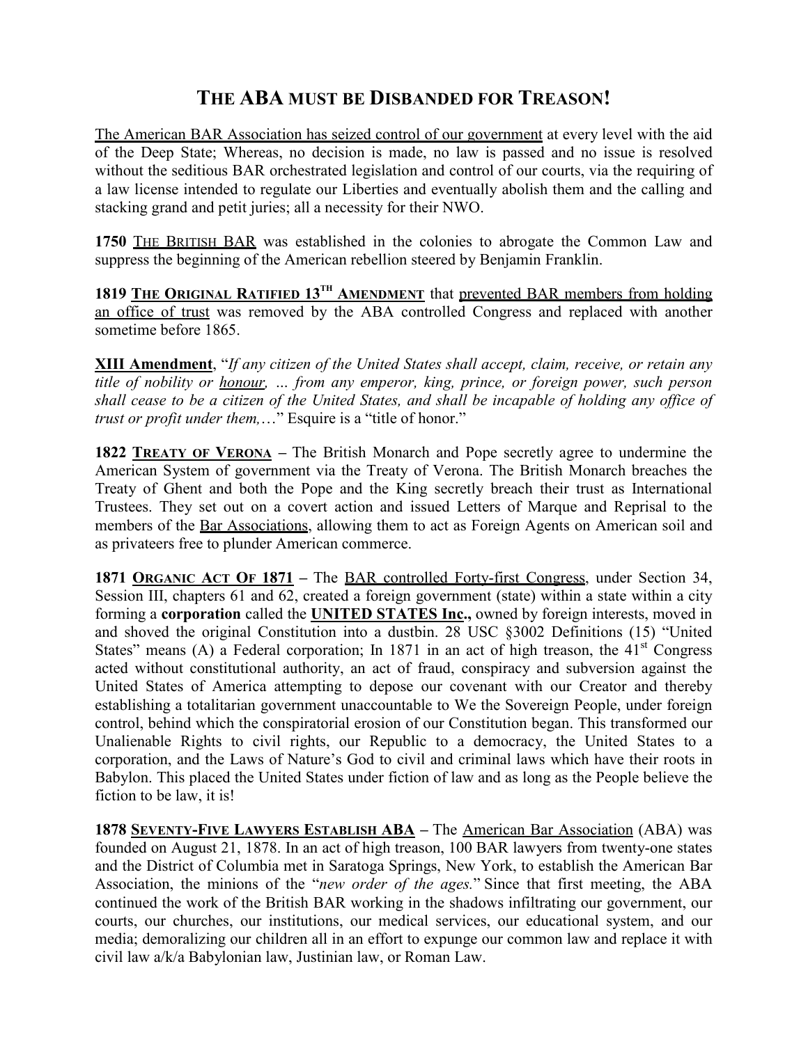# THE ABA MUST BE DISBANDED FOR TREASON!

The American BAR Association has seized control of our government at every level with the aid of the Deep State; Whereas, no decision is made, no law is passed and no issue is resolved without the seditious BAR orchestrated legislation and control of our courts, via the requiring of a law license intended to regulate our Liberties and eventually abolish them and the calling and stacking grand and petit juries; all a necessity for their NWO.

**1750** THE BRITISH BAR was established in the colonies to abrogate the Common Law and suppress the beginning of the American rebellion steered by Benjamin Franklin.

**1819 THE ORIGINAL RATIFIED 13TH AMENDMENT** that prevented BAR members from holding an office of trust was removed by the ABA controlled Congress and replaced with another sometime before 1865.

**XIII Amendment**, "*If any citizen of the United States shall accept, claim, receive, or retain any title of nobility or honour, … from any emperor, king, prince, or foreign power, such person shall cease to be a citizen of the United States, and shall be incapable of holding any office of trust or profit under them,…*" Esquire is a "title of honor."

**1822 TREATY OF VERONA –** The British Monarch and Pope secretly agree to undermine the American System of government via the Treaty of Verona. The British Monarch breaches the Treaty of Ghent and both the Pope and the King secretly breach their trust as International Trustees. They set out on a covert action and issued Letters of Marque and Reprisal to the members of the Bar Associations, allowing them to act as Foreign Agents on American soil and as privateers free to plunder American commerce.

**1871 ORGANIC ACT OF 1871 –** The BAR controlled Forty-first Congress, under Section 34, Session III, chapters 61 and 62, created a foreign government (state) within a state within a city forming a **corporation** called the **UNITED STATES Inc.,** owned by foreign interests, moved in and shoved the original Constitution into a dustbin. 28 USC §3002 Definitions (15) "United States" means (A) a Federal corporation; In 1871 in an act of high treason, the 41st Congress acted without constitutional authority, an act of fraud, conspiracy and subversion against the United States of America attempting to depose our covenant with our Creator and thereby establishing a totalitarian government unaccountable to We the Sovereign People, under foreign control, behind which the conspiratorial erosion of our Constitution began. This transformed our Unalienable Rights to civil rights, our Republic to a democracy, the United States to a corporation, and the Laws of Nature's God to civil and criminal laws which have their roots in Babylon. This placed the United States under fiction of law and as long as the People believe the fiction to be law, it is!

**1878 SEVENTY-FIVE LAWYERS ESTABLISH ABA –** The American Bar Association (ABA) was founded on August 21, 1878. In an act of high treason, 100 BAR lawyers from twenty-one states and the District of Columbia met in Saratoga Springs, New York, to establish the American Bar Association, the minions of the "*new order of the ages.*" Since that first meeting, the ABA continued the work of the British BAR working in the shadows infiltrating our government, our courts, our churches, our institutions, our medical services, our educational system, and our media; demoralizing our children all in an effort to expunge our common law and replace it with civil law a/k/a Babylonian law, Justinian law, or Roman Law.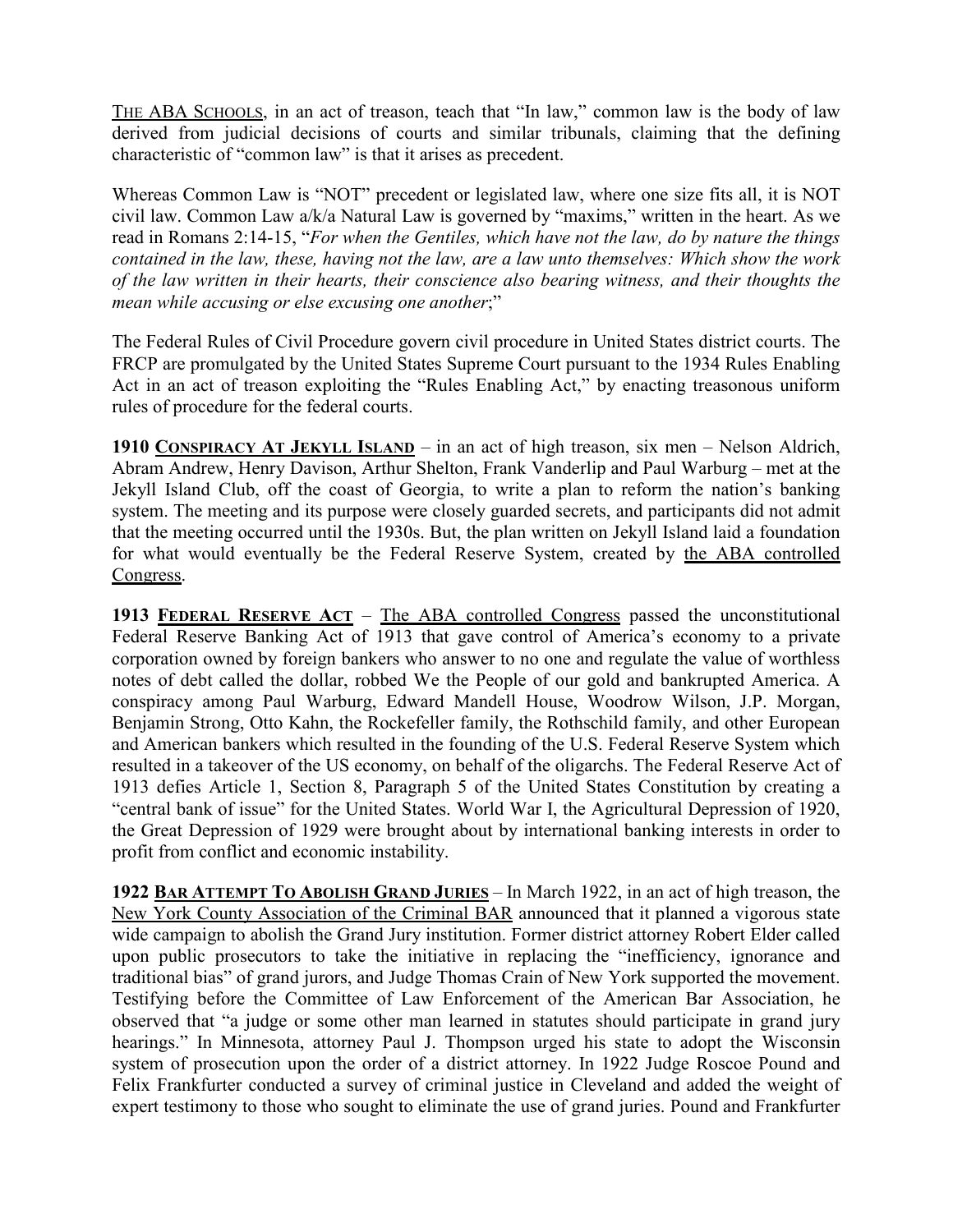<u>THE ABA SCHOOLS</u>, in an act of treason, teach that "In law," common law is the body of law derived from judicial decisions of courts and similar tribunals, claiming that the defining characteristic of "common law" is that it arises as precedent.

Whereas Common Law is "NOT" precedent or legislated law, where one size fits all, it is NOT civil law. Common Law a/k/a Natural Law is governed by "maxims," written in the heart. As we read in Romans 2:14-15, "*For when the Gentiles, which have not the law, do by nature the things contained in the law, these, having not the law, are a law unto themselves: Which show the work of the law written in their hearts, their conscience also bearing witness, and their thoughts the mean while accusing or else excusing one another*;"

The Federal Rules of Civil Procedure govern civil procedure in United States district courts. The FRCP are promulgated by the United States Supreme Court pursuant to the 1934 Rules Enabling Act in an act of treason exploiting the "Rules Enabling Act," by enacting treasonous uniform rules of procedure for the federal courts.

**1910 <u>CONSPIRACY AT JEKYLL ISLAND</u>** – in an act of high treason, six men – Nelson Aldrich, Abram Andrew, Henry Davison, Arthur Shelton, Frank Vanderlip and Paul Warburg – met at the Jekyll Island Club, off the coast of Georgia, to write a plan to reform the nation's banking system. The meeting and its purpose were closely guarded secrets, and participants did not admit that the meeting occurred until the 1930s. But, the plan written on Jekyll Island laid a foundation for what would eventually be the Federal Reserve System, created by <u>the ABA controlled Congress</u>.

**1913 <u>FEDERAL RESERVE ACT</u>** – <u>The ABA controlled Congress</u> passed the unconstitutional Federal Reserve Banking Act of 1913 that gave control of America's economy to a private corporation owned by foreign bankers who answer to no one and regulate the value of worthless notes of debt called the dollar, robbed We the People of our gold and bankrupted America. A conspiracy among Paul Warburg, Edward Mandell House, Woodrow Wilson, J.P. Morgan, Benjamin Strong, Otto Kahn, the Rockefeller family, the Rothschild family, and other European and American bankers which resulted in the founding of the U.S. Federal Reserve System which resulted in a takeover of the US economy, on behalf of the oligarchs. The Federal Reserve Act of 1913 defies Article 1, Section 8, Paragraph 5 of the United States Constitution by creating a "central bank of issue" for the United States. World War I, the Agricultural Depression of 1920, the Great Depression of 1929 were brought about by international banking interests in order to profit from conflict and economic instability.

**1922 <u>BAR ATTEMPT TO ABOLISH GRAND JURIES</u>** – In March 1922, in an act of high treason, the <u>New York County Association of the Criminal BAR</u> announced that it planned a vigorous state wide campaign to abolish the Grand Jury institution. Former district attorney Robert Elder called upon public prosecutors to take the initiative in replacing the "inefficiency, ignorance and traditional bias" of grand jurors, and Judge Thomas Crain of New York supported the movement. Testifying before the Committee of Law Enforcement of the American Bar Association, he observed that "a judge or some other man learned in statutes should participate in grand jury hearings." In Minnesota, attorney Paul J. Thompson urged his state to adopt the Wisconsin system of prosecution upon the order of a district attorney. In 1922 Judge Roscoe Pound and Felix Frankfurter conducted a survey of criminal justice in Cleveland and added the weight of expert testimony to those who sought to eliminate the use of grand juries. Pound and Frankfurter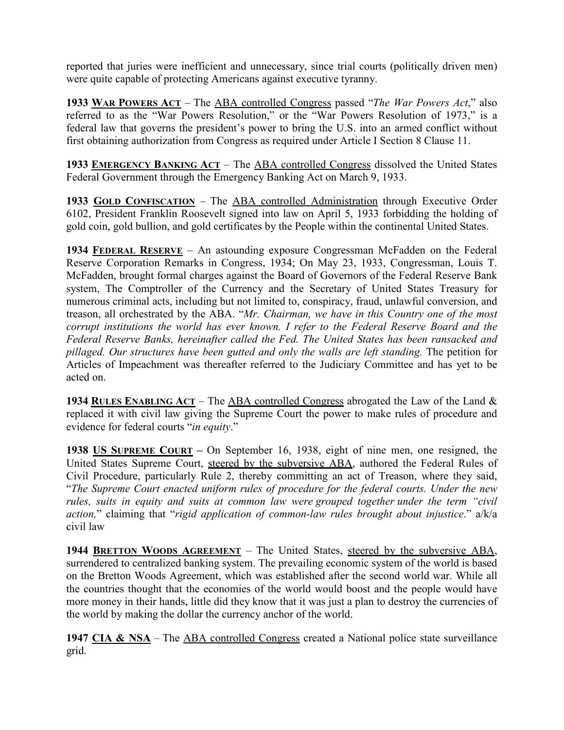reported that juries were inefficient and unnecessary, since trial courts (politically driven men) were quite capable of protecting Americans against executive tyranny.

**1933 <u>WAR POWERS ACT</u>** – The <u>ABA controlled Congress</u> passed "*The War Powers Act*," also referred to as the "War Powers Resolution," or the "War Powers Resolution of 1973," is a federal law that governs the president's power to bring the U.S. into an armed conflict without first obtaining authorization from Congress as required under Article I Section 8 Clause 11.

**1933 <u>EMERGENCY BANKING ACT</u>** – The <u>ABA controlled Congress</u> dissolved the United States Federal Government through the Emergency Banking Act on March 9, 1933.

**1933 <u>GOLD CONFISCATION</u>** – The <u>ABA controlled Administration</u> through Executive Order 6102, President Franklin Roosevelt signed into law on April 5, 1933 forbidding the holding of gold coin, gold bullion, and gold certificates by the People within the continental United States.

**1934 <u>FEDERAL RESERVE</u>** – An astounding exposure Congressman McFadden on the Federal Reserve Corporation Remarks in Congress, 1934; On May 23, 1933, Congressman, Louis T. McFadden, brought formal charges against the Board of Governors of the Federal Reserve Bank system, The Comptroller of the Currency and the Secretary of United States Treasury for numerous criminal acts, including but not limited to, conspiracy, fraud, unlawful conversion, and treason, all orchestrated by the ABA. "*Mr. Chairman, we have in this Country one of the most corrupt institutions the world has ever known. I refer to the Federal Reserve Board and the Federal Reserve Banks, hereinafter called the Fed. The United States has been ransacked and pillaged. Our structures have been gutted and only the walls are left standing.* The petition for Articles of Impeachment was thereafter referred to the Judiciary Committee and has yet to be acted on.

**1934 <u>RULES ENABLING ACT</u>** – The <u>ABA controlled Congress</u> abrogated the Law of the Land & replaced it with civil law giving the Supreme Court the power to make rules of procedure and evidence for federal courts "*in equity*."

**1938 <u>US SUPREME COURT</u> –** On September 16, 1938, eight of nine men, one resigned, the United States Supreme Court, <u>steered by the subversive ABA</u>, authored the Federal Rules of Civil Procedure, particularly Rule 2, thereby committing an act of Treason, where they said, "*The Supreme Court enacted uniform rules of procedure for the federal courts. Under the new rules, suits in equity and suits at common law were grouped together under the term "civil action,*" claiming that "*rigid application of common-law rules brought about injustice*." a/k/a civil law

**1944 <u>BRETTON WOODS AGREEMENT</u>** – The United States, <u>steered by the subversive ABA</u>, surrendered to centralized banking system. The prevailing economic system of the world is based on the Bretton Woods Agreement, which was established after the second world war. While all the countries thought that the economies of the world would boost and the people would have more money in their hands, little did they know that it was just a plan to destroy the currencies of the world by making the dollar the currency anchor of the world.

**1947 <u>CIA & NSA</u>** – The <u>ABA controlled Congress</u> created a National police state surveillance grid.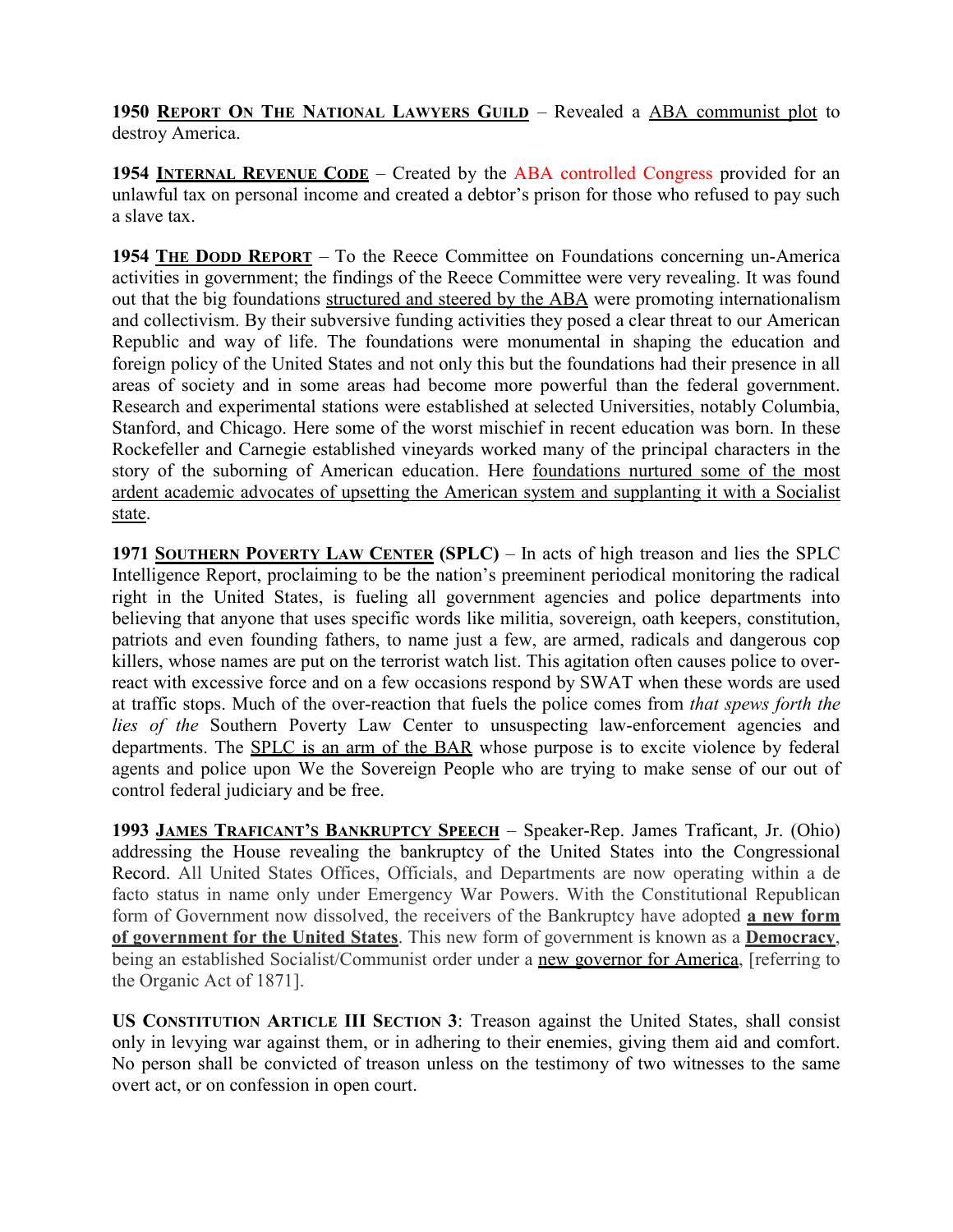**1950 <u>Report On The National Lawyers Guild</u>** – Revealed a <u>ABA communist plot</u> to destroy America.

**1954 <u>Internal Revenue Code</u>** – Created by the ABA controlled Congress provided for an unlawful tax on personal income and created a debtor's prison for those who refused to pay such a slave tax.

**1954 <u>The Dodd Report</u>** – To the Reece Committee on Foundations concerning un-America activities in government; the findings of the Reece Committee were very revealing. It was found out that the big foundations <u>structured and steered by the ABA</u> were promoting internationalism and collectivism. By their subversive funding activities they posed a clear threat to our American Republic and way of life. The foundations were monumental in shaping the education and foreign policy of the United States and not only this but the foundations had their presence in all areas of society and in some areas had become more powerful than the federal government. Research and experimental stations were established at selected Universities, notably Columbia, Stanford, and Chicago. Here some of the worst mischief in recent education was born. In these Rockefeller and Carnegie established vineyards worked many of the principal characters in the story of the suborning of American education. Here <u>foundations nurtured some of the most ardent academic advocates of upsetting the American system and supplanting it with a Socialist state</u>.

**1971 <u>Southern Poverty Law Center</u> (SPLC)** – In acts of high treason and lies the SPLC Intelligence Report, proclaiming to be the nation's preeminent periodical monitoring the radical right in the United States, is fueling all government agencies and police departments into believing that anyone that uses specific words like militia, sovereign, oath keepers, constitution, patriots and even founding fathers, to name just a few, are armed, radicals and dangerous cop killers, whose names are put on the terrorist watch list. This agitation often causes police to over-react with excessive force and on a few occasions respond by SWAT when these words are used at traffic stops. Much of the over-reaction that fuels the police comes from *that spews forth the lies of the* Southern Poverty Law Center to unsuspecting law-enforcement agencies and departments. The <u>SPLC is an arm of the BAR</u> whose purpose is to excite violence by federal agents and police upon We the Sovereign People who are trying to make sense of our out of control federal judiciary and be free.

**1993 <u>James Traficant's Bankruptcy Speech</u>** – Speaker-Rep. James Traficant, Jr. (Ohio) addressing the House revealing the bankruptcy of the United States into the Congressional Record. All United States Offices, Officials, and Departments are now operating within a de facto status in name only under Emergency War Powers. With the Constitutional Republican form of Government now dissolved, the receivers of the Bankruptcy have adopted **<u>a new form of government for the United States</u>**. This new form of government is known as a **<u>Democracy</u>**, being an established Socialist/Communist order under a <u>new governor for America</u>, [referring to the Organic Act of 1871].

**US Constitution Article III Section 3**: Treason against the United States, shall consist only in levying war against them, or in adhering to their enemies, giving them aid and comfort. No person shall be convicted of treason unless on the testimony of two witnesses to the same overt act, or on confession in open court.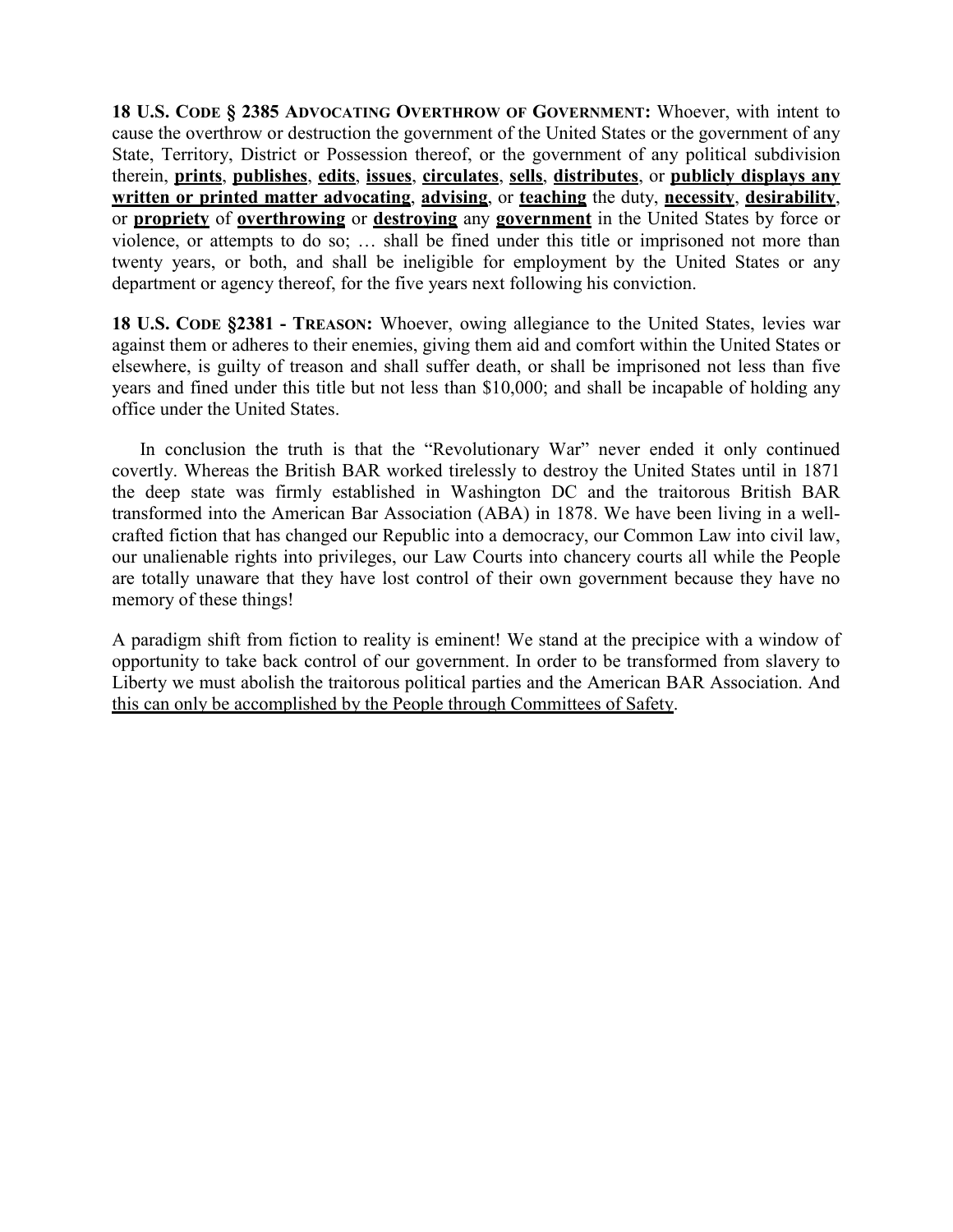**18 U.S. CODE § 2385 ADVOCATING OVERTHROW OF GOVERNMENT:** Whoever, with intent to cause the overthrow or destruction the government of the United States or the government of any State, Territory, District or Possession thereof, or the government of any political subdivision therein, <u>**prints**</u>, <u>**publishes**</u>, <u>**edits**</u>, <u>**issues**</u>, <u>**circulates**</u>, <u>**sells**</u>, <u>**distributes**</u>, or <u>**publicly displays any written or printed matter advocating**</u>, <u>**advising**</u>, or <u>**teaching**</u> the duty, <u>**necessity**</u>, <u>**desirability**</u>, or <u>**propriety**</u> of <u>**overthrowing**</u> or <u>**destroying**</u> any <u>**government**</u> in the United States by force or violence, or attempts to do so; … shall be fined under this title or imprisoned not more than twenty years, or both, and shall be ineligible for employment by the United States or any department or agency thereof, for the five years next following his conviction.

**18 U.S. CODE §2381 - TREASON:** Whoever, owing allegiance to the United States, levies war against them or adheres to their enemies, giving them aid and comfort within the United States or elsewhere, is guilty of treason and shall suffer death, or shall be imprisoned not less than five years and fined under this title but not less than $10,000; and shall be incapable of holding any office under the United States.

In conclusion the truth is that the "Revolutionary War" never ended it only continued covertly. Whereas the British BAR worked tirelessly to destroy the United States until in 1871 the deep state was firmly established in Washington DC and the traitorous British BAR transformed into the American Bar Association (ABA) in 1878. We have been living in a well-crafted fiction that has changed our Republic into a democracy, our Common Law into civil law, our unalienable rights into privileges, our Law Courts into chancery courts all while the People are totally unaware that they have lost control of their own government because they have no memory of these things!

A paradigm shift from fiction to reality is eminent! We stand at the precipice with a window of opportunity to take back control of our government. In order to be transformed from slavery to Liberty we must abolish the traitorous political parties and the American BAR Association. And <u>this can only be accomplished by the People through Committees of Safety</u>.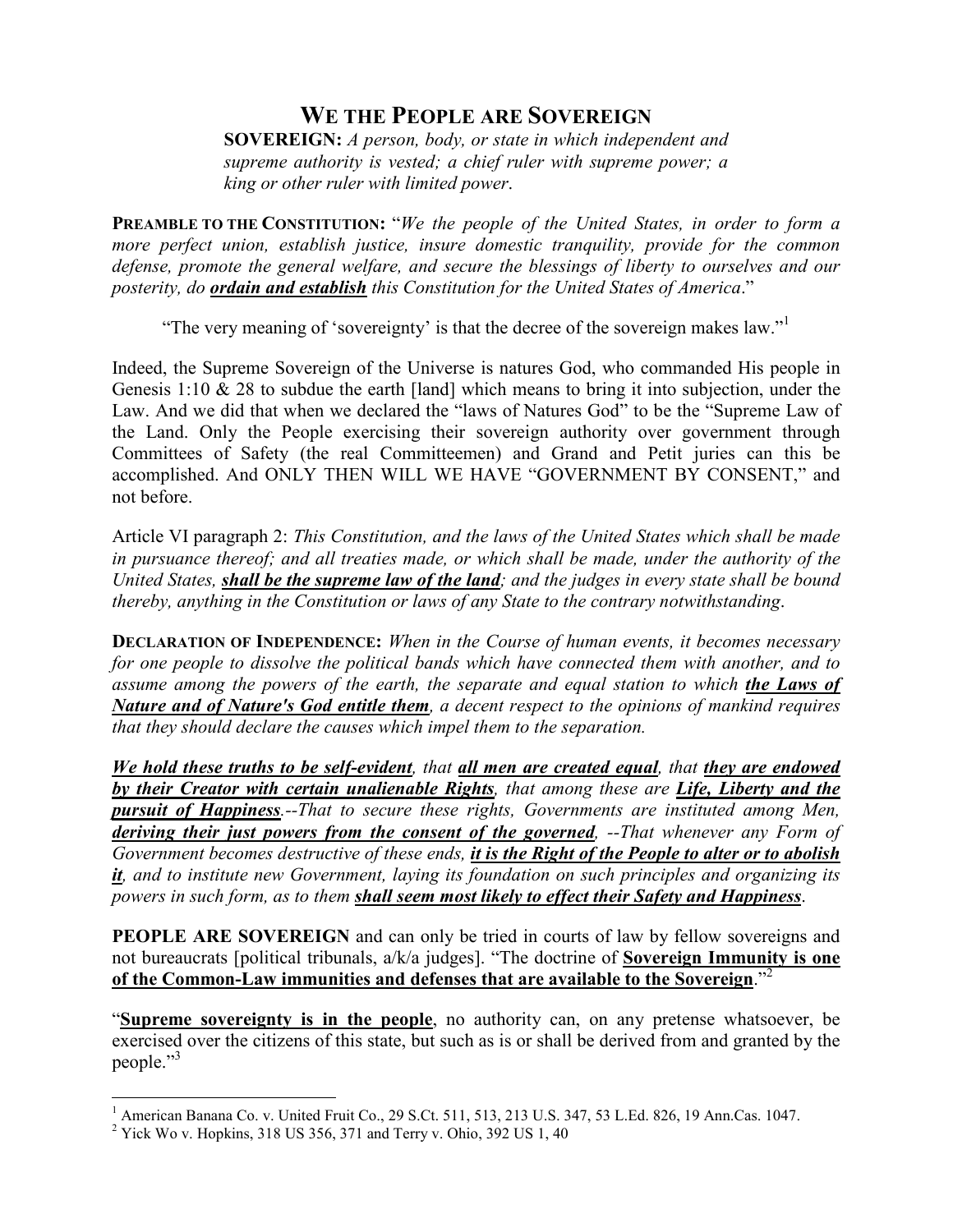# We the People are Sovereign

**SOVEREIGN:** *A person, body, or state in which independent and supreme authority is vested; a chief ruler with supreme power; a king or other ruler with limited power.*

**Preamble to the Constitution:** "*We the people of the United States, in order to form a more perfect union, establish justice, insure domestic tranquility, provide for the common defense, promote the general welfare, and secure the blessings of liberty to ourselves and our posterity, do* ***ordain and establish*** *this Constitution for the United States of America*."

"The very meaning of 'sovereignty' is that the decree of the sovereign makes law."[1]

Indeed, the Supreme Sovereign of the Universe is natures God, who commanded His people in Genesis 1:10 & 28 to subdue the earth [land] which means to bring it into subjection, under the Law. And we did that when we declared the "laws of Natures God" to be the "Supreme Law of the Land. Only the People exercising their sovereign authority over government through Committees of Safety (the real Committeemen) and Grand and Petit juries can this be accomplished. And ONLY THEN WILL WE HAVE "GOVERNMENT BY CONSENT," and not before.

Article VI paragraph 2: *This Constitution, and the laws of the United States which shall be made in pursuance thereof; and all treaties made, or which shall be made, under the authority of the United States,* ***shall be the supreme law of the land****; and the judges in every state shall be bound thereby, anything in the Constitution or laws of any State to the contrary notwithstanding*.

**Declaration of Independence:** *When in the Course of human events, it becomes necessary for one people to dissolve the political bands which have connected them with another, and to assume among the powers of the earth, the separate and equal station to which* ***the Laws of Nature and of Nature's God entitle them****, a decent respect to the opinions of mankind requires that they should declare the causes which impel them to the separation.*

***We hold these truths to be self-evident****, that* ***all men are created equal****, that* ***they are endowed by their Creator with certain unalienable Rights****, that among these are* ***Life, Liberty and the pursuit of Happiness****.--That to secure these rights, Governments are instituted among Men,* ***deriving their just powers from the consent of the governed****, --That whenever any Form of Government becomes destructive of these ends,* ***it is the Right of the People to alter or to abolish it****, and to institute new Government, laying its foundation on such principles and organizing its powers in such form, as to them* ***shall seem most likely to effect their Safety and Happiness****.*

**PEOPLE ARE SOVEREIGN** and can only be tried in courts of law by fellow sovereigns and not bureaucrats [political tribunals, a/k/a judges]. "The doctrine of **Sovereign Immunity is one of the Common-Law immunities and defenses that are available to the Sovereign**."[2]

"**Supreme sovereignty is in the people**, no authority can, on any pretense whatsoever, be exercised over the citizens of this state, but such as is or shall be derived from and granted by the people."[3]

---

[1] American Banana Co. v. United Fruit Co., 29 S.Ct. 511, 513, 213 U.S. 347, 53 L.Ed. 826, 19 Ann.Cas. 1047.

[2] Yick Wo v. Hopkins, 318 US 356, 371 and Terry v. Ohio, 392 US 1, 40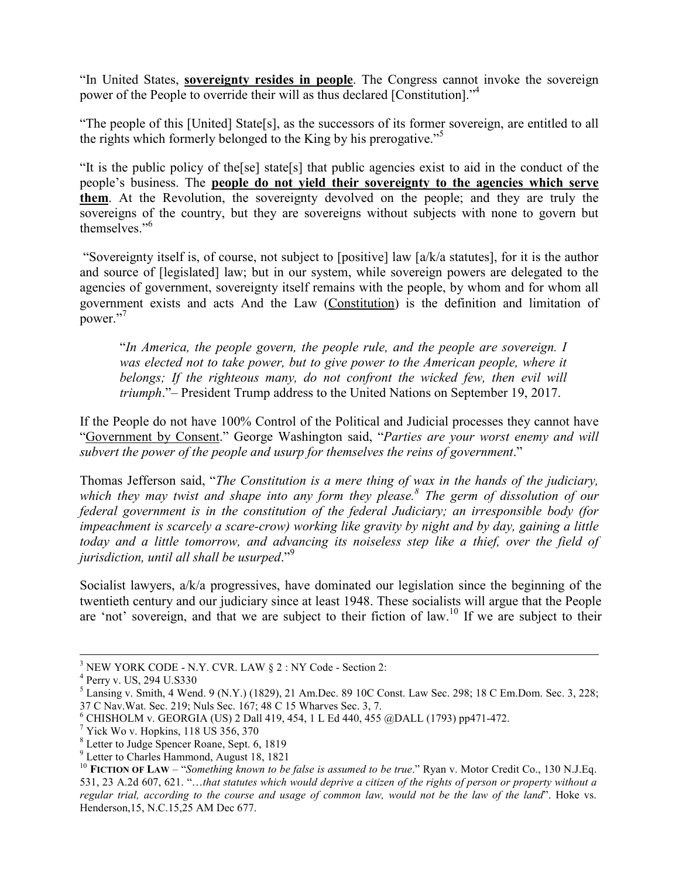"In United States, **sovereignty resides in people**. The Congress cannot invoke the sovereign power of the People to override their will as thus declared [Constitution]."[4]

"The people of this [United] State[s], as the successors of its former sovereign, are entitled to all the rights which formerly belonged to the King by his prerogative."[5]

"It is the public policy of the[se] state[s] that public agencies exist to aid in the conduct of the people's business. The **people do not yield their sovereignty to the agencies which serve them**. At the Revolution, the sovereignty devolved on the people; and they are truly the sovereigns of the country, but they are sovereigns without subjects with none to govern but themselves."[6]

"Sovereignty itself is, of course, not subject to [positive] law [a/k/a statutes], for it is the author and source of [legislated] law; but in our system, while sovereign powers are delegated to the agencies of government, sovereignty itself remains with the people, by whom and for whom all government exists and acts And the Law (Constitution) is the definition and limitation of power."[7]

> "*In America, the people govern, the people rule, and the people are sovereign. I was elected not to take power, but to give power to the American people, where it belongs; If the righteous many, do not confront the wicked few, then evil will triumph*."– President Trump address to the United Nations on September 19, 2017.

If the People do not have 100% Control of the Political and Judicial processes they cannot have "Government by Consent." George Washington said, "*Parties are your worst enemy and will subvert the power of the people and usurp for themselves the reins of government*."

Thomas Jefferson said, "*The Constitution is a mere thing of wax in the hands of the judiciary, which they may twist and shape into any form they please.*[8] *The germ of dissolution of our federal government is in the constitution of the federal Judiciary; an irresponsible body (for impeachment is scarcely a scare-crow) working like gravity by night and by day, gaining a little today and a little tomorrow, and advancing its noiseless step like a thief, over the field of jurisdiction, until all shall be usurped*."[9]

Socialist lawyers, a/k/a progressives, have dominated our legislation since the beginning of the twentieth century and our judiciary since at least 1948. These socialists will argue that the People are 'not' sovereign, and that we are subject to their fiction of law.[10] If we are subject to their

---

[3] NEW YORK CODE - N.Y. CVR. LAW § 2 : NY Code - Section 2:

[4] Perry v. US, 294 U.S330

[5] Lansing v. Smith, 4 Wend. 9 (N.Y.) (1829), 21 Am.Dec. 89 10C Const. Law Sec. 298; 18 C Em.Dom. Sec. 3, 228; 37 C Nav.Wat. Sec. 219; Nuls Sec. 167; 48 C 15 Wharves Sec. 3, 7.

[6] CHISHOLM v. GEORGIA (US) 2 Dall 419, 454, 1 L Ed 440, 455 @DALL (1793) pp471-472.

[7] Yick Wo v. Hopkins, 118 US 356, 370

[8] Letter to Judge Spencer Roane, Sept. 6, 1819

[9] Letter to Charles Hammond, August 18, 1821

[10] **FICTION OF LAW** – "*Something known to be false is assumed to be true*." Ryan v. Motor Credit Co., 130 N.J.Eq. 531, 23 A.2d 607, 621. "*…that statutes which would deprive a citizen of the rights of person or property without a regular trial, according to the course and usage of common law, would not be the law of the land*". Hoke vs. Henderson,15, N.C.15,25 AM Dec 677.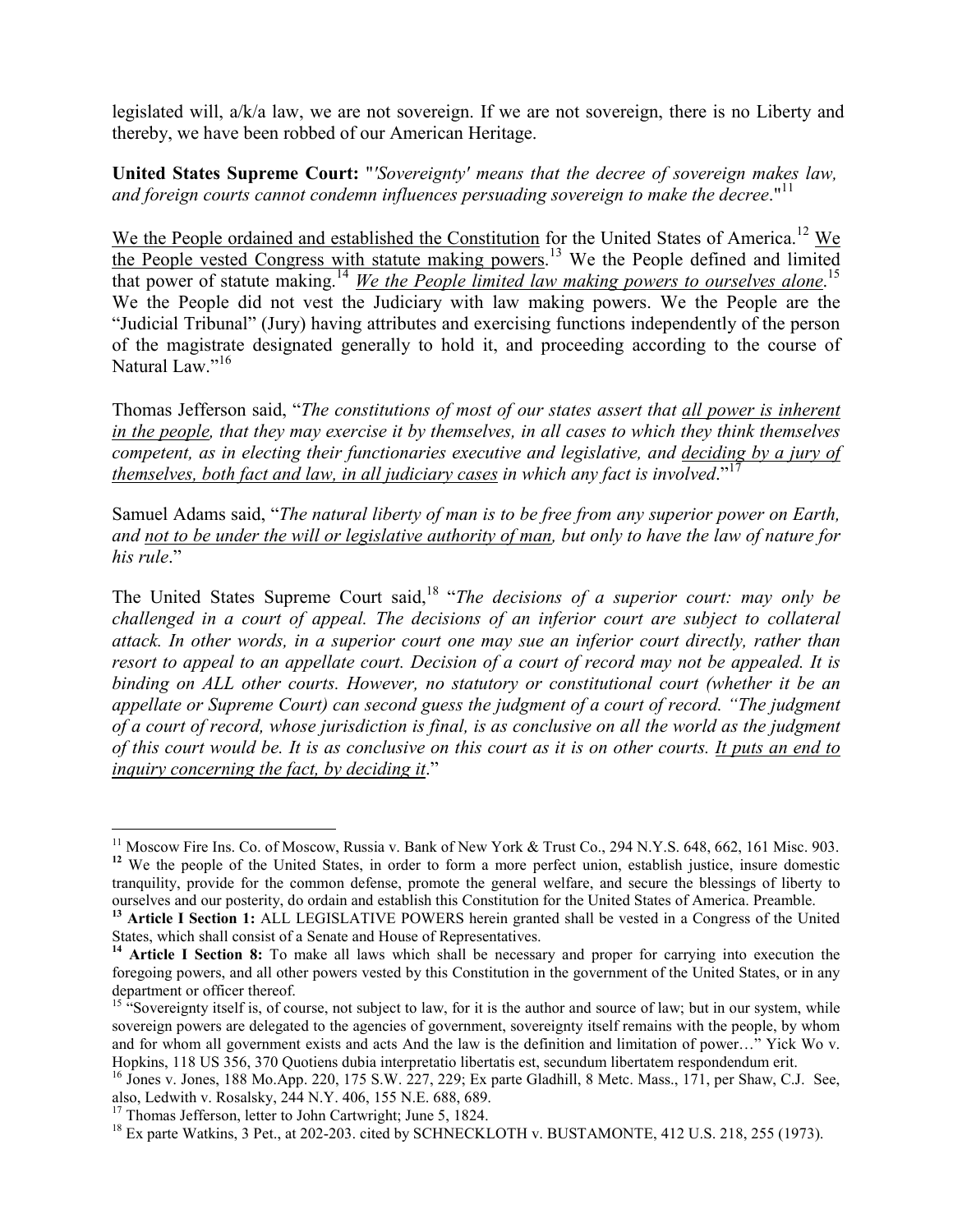legislated will, a/k/a law, we are not sovereign. If we are not sovereign, there is no Liberty and thereby, we have been robbed of our American Heritage.

**United States Supreme Court:** "*'Sovereignty' means that the decree of sovereign makes law, and foreign courts cannot condemn influences persuading sovereign to make the decree*."[11]

<u>We the People ordained and established the Constitution</u> for the United States of America.[12] <u>We the People vested Congress with statute making powers</u>.[13] We the People defined and limited that power of statute making.[14] <u>*We the People limited law making powers to ourselves alone*</u>.[15] We the People did not vest the Judiciary with law making powers. We the People are the "Judicial Tribunal" (Jury) having attributes and exercising functions independently of the person of the magistrate designated generally to hold it, and proceeding according to the course of Natural Law."[16]

Thomas Jefferson said, "*The constitutions of most of our states assert that <u>all power is inherent in the people</u>, that they may exercise it by themselves, in all cases to which they think themselves competent, as in electing their functionaries executive and legislative, and <u>deciding by a jury of themselves, both fact and law, in all judiciary cases</u> in which any fact is involved*."[17]

Samuel Adams said, "*The natural liberty of man is to be free from any superior power on Earth, and <u>not to be under the will or legislative authority of man</u>, but only to have the law of nature for his rule*."

The United States Supreme Court said,[18] "*The decisions of a superior court: may only be challenged in a court of appeal. The decisions of an inferior court are subject to collateral attack. In other words, in a superior court one may sue an inferior court directly, rather than resort to appeal to an appellate court. Decision of a court of record may not be appealed. It is binding on ALL other courts. However, no statutory or constitutional court (whether it be an appellate or Supreme Court) can second guess the judgment of a court of record. "The judgment of a court of record, whose jurisdiction is final, is as conclusive on all the world as the judgment of this court would be. It is as conclusive on this court as it is on other courts. <u>It puts an end to inquiry concerning the fact, by deciding it</u>*."

---

[11] Moscow Fire Ins. Co. of Moscow, Russia v. Bank of New York & Trust Co., 294 N.Y.S. 648, 662, 161 Misc. 903.

**[12]** We the people of the United States, in order to form a more perfect union, establish justice, insure domestic tranquility, provide for the common defense, promote the general welfare, and secure the blessings of liberty to ourselves and our posterity, do ordain and establish this Constitution for the United States of America. Preamble.

**[13] Article I Section 1:** ALL LEGISLATIVE POWERS herein granted shall be vested in a Congress of the United States, which shall consist of a Senate and House of Representatives.

**[14] Article I Section 8:** To make all laws which shall be necessary and proper for carrying into execution the foregoing powers, and all other powers vested by this Constitution in the government of the United States, or in any department or officer thereof.

[15] "Sovereignty itself is, of course, not subject to law, for it is the author and source of law; but in our system, while sovereign powers are delegated to the agencies of government, sovereignty itself remains with the people, by whom and for whom all government exists and acts And the law is the definition and limitation of power…" Yick Wo v. Hopkins, 118 US 356, 370 Quotiens dubia interpretatio libertatis est, secundum libertatem respondendum erit.

[16] Jones v. Jones, 188 Mo.App. 220, 175 S.W. 227, 229; Ex parte Gladhill, 8 Metc. Mass., 171, per Shaw, C.J. See, also, Ledwith v. Rosalsky, 244 N.Y. 406, 155 N.E. 688, 689.

[17] Thomas Jefferson, letter to John Cartwright; June 5, 1824.

[18] Ex parte Watkins, 3 Pet., at 202-203. cited by SCHNECKLOTH v. BUSTAMONTE, 412 U.S. 218, 255 (1973).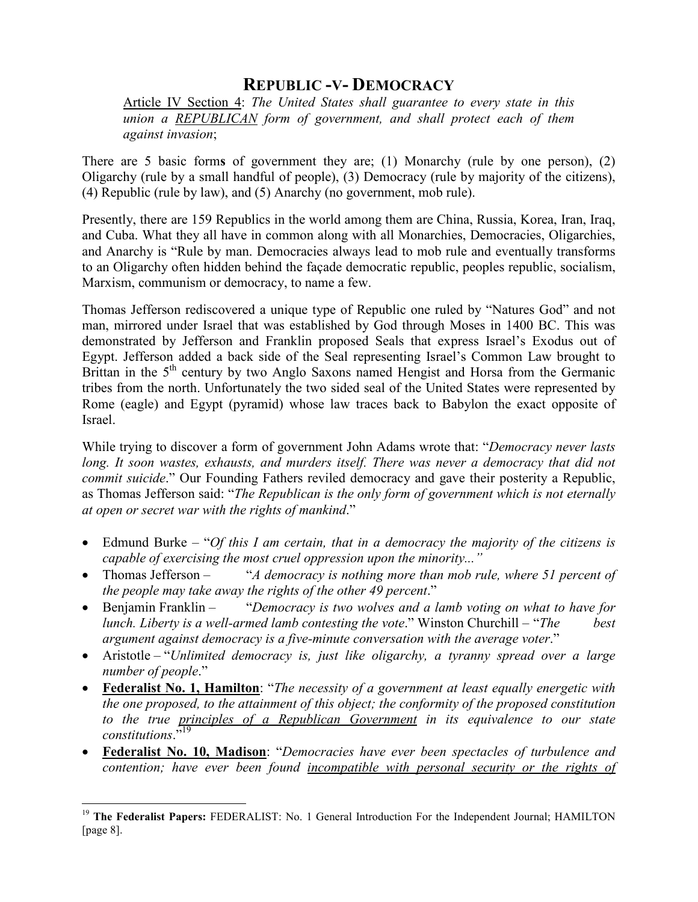# REPUBLIC -V- DEMOCRACY

Article IV Section 4: *The United States shall guarantee to every state in this union a REPUBLICAN form of government, and shall protect each of them against invasion*;

There are 5 basic form**s** of government they are; (1) Monarchy (rule by one person), (2) Oligarchy (rule by a small handful of people), (3) Democracy (rule by majority of the citizens), (4) Republic (rule by law), and (5) Anarchy (no government, mob rule).

Presently, there are 159 Republics in the world among them are China, Russia, Korea, Iran, Iraq, and Cuba. What they all have in common along with all Monarchies, Democracies, Oligarchies, and Anarchy is "Rule by man. Democracies always lead to mob rule and eventually transforms to an Oligarchy often hidden behind the façade democratic republic, peoples republic, socialism, Marxism, communism or democracy, to name a few.

Thomas Jefferson rediscovered a unique type of Republic one ruled by "Natures God" and not man, mirrored under Israel that was established by God through Moses in 1400 BC. This was demonstrated by Jefferson and Franklin proposed Seals that express Israel's Exodus out of Egypt. Jefferson added a back side of the Seal representing Israel's Common Law brought to Brittan in the 5th century by two Anglo Saxons named Hengist and Horsa from the Germanic tribes from the north. Unfortunately the two sided seal of the United States were represented by Rome (eagle) and Egypt (pyramid) whose law traces back to Babylon the exact opposite of Israel.

While trying to discover a form of government John Adams wrote that: "*Democracy never lasts long. It soon wastes, exhausts, and murders itself. There was never a democracy that did not commit suicide*." Our Founding Fathers reviled democracy and gave their posterity a Republic, as Thomas Jefferson said: "*The Republican is the only form of government which is not eternally at open or secret war with the rights of mankind*."

- Edmund Burke – "*Of this I am certain, that in a democracy the majority of the citizens is capable of exercising the most cruel oppression upon the minority...*"
- Thomas Jefferson – "*A democracy is nothing more than mob rule, where 51 percent of the people may take away the rights of the other 49 percent*."
- Benjamin Franklin – "*Democracy is two wolves and a lamb voting on what to have for lunch. Liberty is a well-armed lamb contesting the vote*." Winston Churchill – "*The best argument against democracy is a five-minute conversation with the average voter*."
- Aristotle – "*Unlimited democracy is, just like oligarchy, a tyranny spread over a large number of people*."
- **Federalist No. 1, Hamilton**: "*The necessity of a government at least equally energetic with the one proposed, to the attainment of this object; the conformity of the proposed constitution to the true principles of a Republican Government in its equivalence to our state constitutions*."[19]
- **Federalist No. 10, Madison**: "*Democracies have ever been spectacles of turbulence and contention; have ever been found incompatible with personal security or the rights of*

[19] **The Federalist Papers:** FEDERALIST: No. 1 General Introduction For the Independent Journal; HAMILTON [page 8].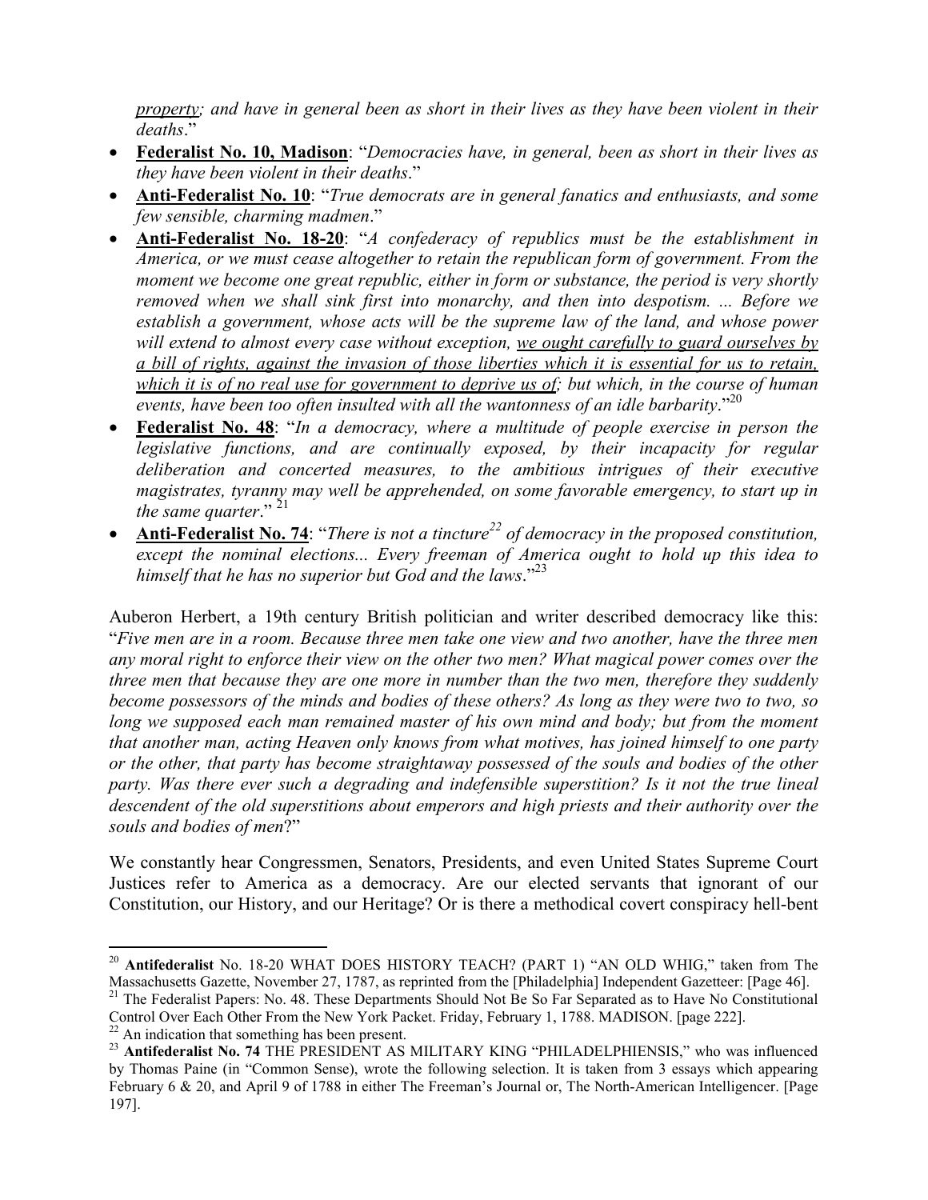*<u>property</u>; and have in general been as short in their lives as they have been violent in their deaths*."

- **<u>Federalist No. 10, Madison</u>**: "*Democracies have, in general, been as short in their lives as they have been violent in their deaths*."
- **<u>Anti-Federalist No. 10</u>**: "*True democrats are in general fanatics and enthusiasts, and some few sensible, charming madmen*."
- **<u>Anti-Federalist No. 18-20</u>**: "*A confederacy of republics must be the establishment in America, or we must cease altogether to retain the republican form of government. From the moment we become one great republic, either in form or substance, the period is very shortly removed when we shall sink first into monarchy, and then into despotism. ... Before we establish a government, whose acts will be the supreme law of the land, and whose power will extend to almost every case without exception, <u>we ought carefully to guard ourselves by a bill of rights, against the invasion of those liberties which it is essential for us to retain, which it is of no real use for government to deprive us of</u>; but which, in the course of human events, have been too often insulted with all the wantonness of an idle barbarity*."[20]
- **<u>Federalist No. 48</u>**: "*In a democracy, where a multitude of people exercise in person the legislative functions, and are continually exposed, by their incapacity for regular deliberation and concerted measures, to the ambitious intrigues of their executive magistrates, tyranny may well be apprehended, on some favorable emergency, to start up in the same quarter*." [21]
- **<u>Anti-Federalist No. 74</u>**: "*There is not a tincture[22] of democracy in the proposed constitution, except the nominal elections... Every freeman of America ought to hold up this idea to himself that he has no superior but God and the laws*."[23]

Auberon Herbert, a 19th century British politician and writer described democracy like this: "*Five men are in a room. Because three men take one view and two another, have the three men any moral right to enforce their view on the other two men? What magical power comes over the three men that because they are one more in number than the two men, therefore they suddenly become possessors of the minds and bodies of these others? As long as they were two to two, so long we supposed each man remained master of his own mind and body; but from the moment that another man, acting Heaven only knows from what motives, has joined himself to one party or the other, that party has become straightaway possessed of the souls and bodies of the other party. Was there ever such a degrading and indefensible superstition? Is it not the true lineal descendent of the old superstitions about emperors and high priests and their authority over the souls and bodies of men*?"

We constantly hear Congressmen, Senators, Presidents, and even United States Supreme Court Justices refer to America as a democracy. Are our elected servants that ignorant of our Constitution, our History, and our Heritage? Or is there a methodical covert conspiracy hell-bent

---

[20] **Antifederalist** No. 18-20 WHAT DOES HISTORY TEACH? (PART 1) "AN OLD WHIG," taken from The Massachusetts Gazette, November 27, 1787, as reprinted from the [Philadelphia] Independent Gazetteer: [Page 46].

[21] The Federalist Papers: No. 48. These Departments Should Not Be So Far Separated as to Have No Constitutional Control Over Each Other From the New York Packet. Friday, February 1, 1788. MADISON. [page 222].

[22] An indication that something has been present.

[23] **Antifederalist No. 74** THE PRESIDENT AS MILITARY KING "PHILADELPHIENSIS," who was influenced by Thomas Paine (in "Common Sense), wrote the following selection. It is taken from 3 essays which appearing February 6 & 20, and April 9 of 1788 in either The Freeman's Journal or, The North-American Intelligencer. [Page 197].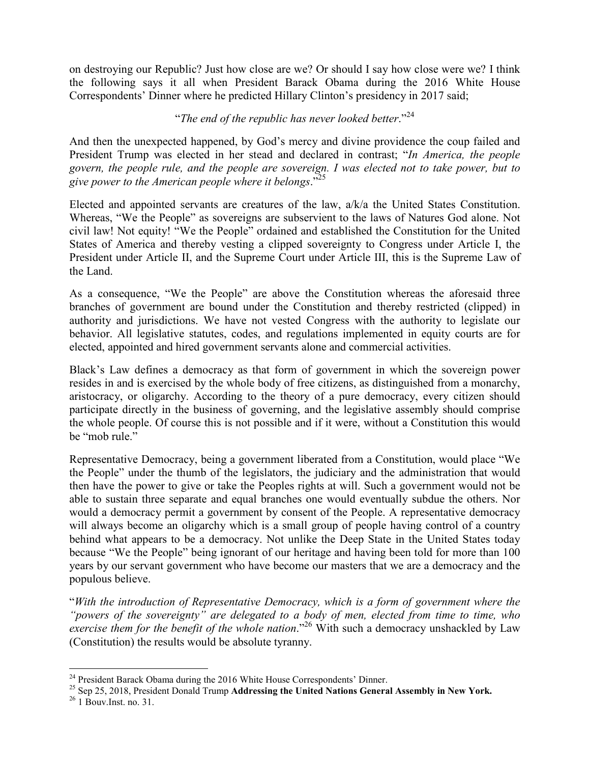on destroying our Republic? Just how close are we? Or should I say how close were we? I think the following says it all when President Barack Obama during the 2016 White House Correspondents' Dinner where he predicted Hillary Clinton's presidency in 2017 said;

"*The end of the republic has never looked better*."[24]

And then the unexpected happened, by God's mercy and divine providence the coup failed and President Trump was elected in her stead and declared in contrast; "*In America, the people govern, the people rule, and the people are sovereign. I was elected not to take power, but to give power to the American people where it belongs*."[25]

Elected and appointed servants are creatures of the law, a/k/a the United States Constitution. Whereas, "We the People" as sovereigns are subservient to the laws of Natures God alone. Not civil law! Not equity! "We the People" ordained and established the Constitution for the United States of America and thereby vesting a clipped sovereignty to Congress under Article I, the President under Article II, and the Supreme Court under Article III, this is the Supreme Law of the Land.

As a consequence, "We the People" are above the Constitution whereas the aforesaid three branches of government are bound under the Constitution and thereby restricted (clipped) in authority and jurisdictions. We have not vested Congress with the authority to legislate our behavior. All legislative statutes, codes, and regulations implemented in equity courts are for elected, appointed and hired government servants alone and commercial activities.

Black's Law defines a democracy as that form of government in which the sovereign power resides in and is exercised by the whole body of free citizens, as distinguished from a monarchy, aristocracy, or oligarchy. According to the theory of a pure democracy, every citizen should participate directly in the business of governing, and the legislative assembly should comprise the whole people. Of course this is not possible and if it were, without a Constitution this would be "mob rule."

Representative Democracy, being a government liberated from a Constitution, would place "We the People" under the thumb of the legislators, the judiciary and the administration that would then have the power to give or take the Peoples rights at will. Such a government would not be able to sustain three separate and equal branches one would eventually subdue the others. Nor would a democracy permit a government by consent of the People. A representative democracy will always become an oligarchy which is a small group of people having control of a country behind what appears to be a democracy. Not unlike the Deep State in the United States today because "We the People" being ignorant of our heritage and having been told for more than 100 years by our servant government who have become our masters that we are a democracy and the populous believe.

"*With the introduction of Representative Democracy, which is a form of government where the "powers of the sovereignty" are delegated to a body of men, elected from time to time, who exercise them for the benefit of the whole nation*."[26] With such a democracy unshackled by Law (Constitution) the results would be absolute tyranny.

---

[24] President Barack Obama during the 2016 White House Correspondents' Dinner.

[25] Sep 25, 2018, President Donald Trump **Addressing the United Nations General Assembly in New York.**

[26] 1 Bouv.Inst. no. 31.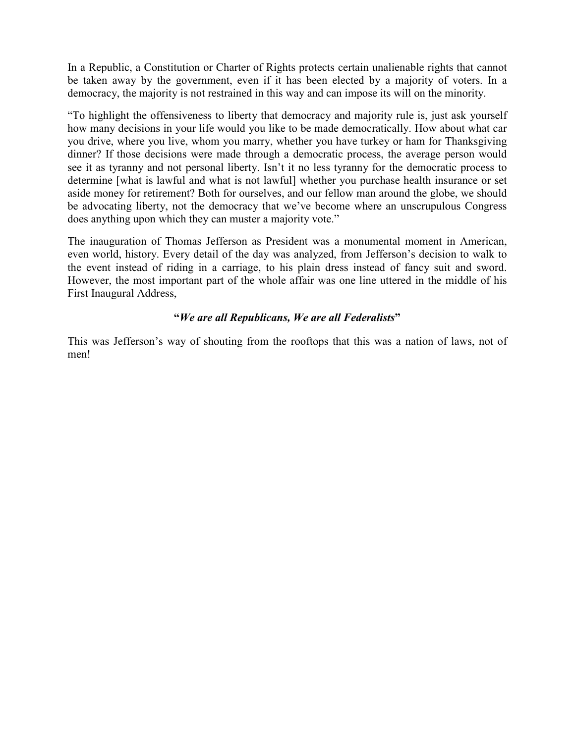In a Republic, a Constitution or Charter of Rights protects certain unalienable rights that cannot be taken away by the government, even if it has been elected by a majority of voters. In a democracy, the majority is not restrained in this way and can impose its will on the minority.

"To highlight the offensiveness to liberty that democracy and majority rule is, just ask yourself how many decisions in your life would you like to be made democratically. How about what car you drive, where you live, whom you marry, whether you have turkey or ham for Thanksgiving dinner? If those decisions were made through a democratic process, the average person would see it as tyranny and not personal liberty. Isn't it no less tyranny for the democratic process to determine [what is lawful and what is not lawful] whether you purchase health insurance or set aside money for retirement? Both for ourselves, and our fellow man around the globe, we should be advocating liberty, not the democracy that we've become where an unscrupulous Congress does anything upon which they can muster a majority vote."

The inauguration of Thomas Jefferson as President was a monumental moment in American, even world, history. Every detail of the day was analyzed, from Jefferson's decision to walk to the event instead of riding in a carriage, to his plain dress instead of fancy suit and sword. However, the most important part of the whole affair was one line uttered in the middle of his First Inaugural Address,

**"*We are all Republicans, We are all Federalists*"**

This was Jefferson's way of shouting from the rooftops that this was a nation of laws, not of men!